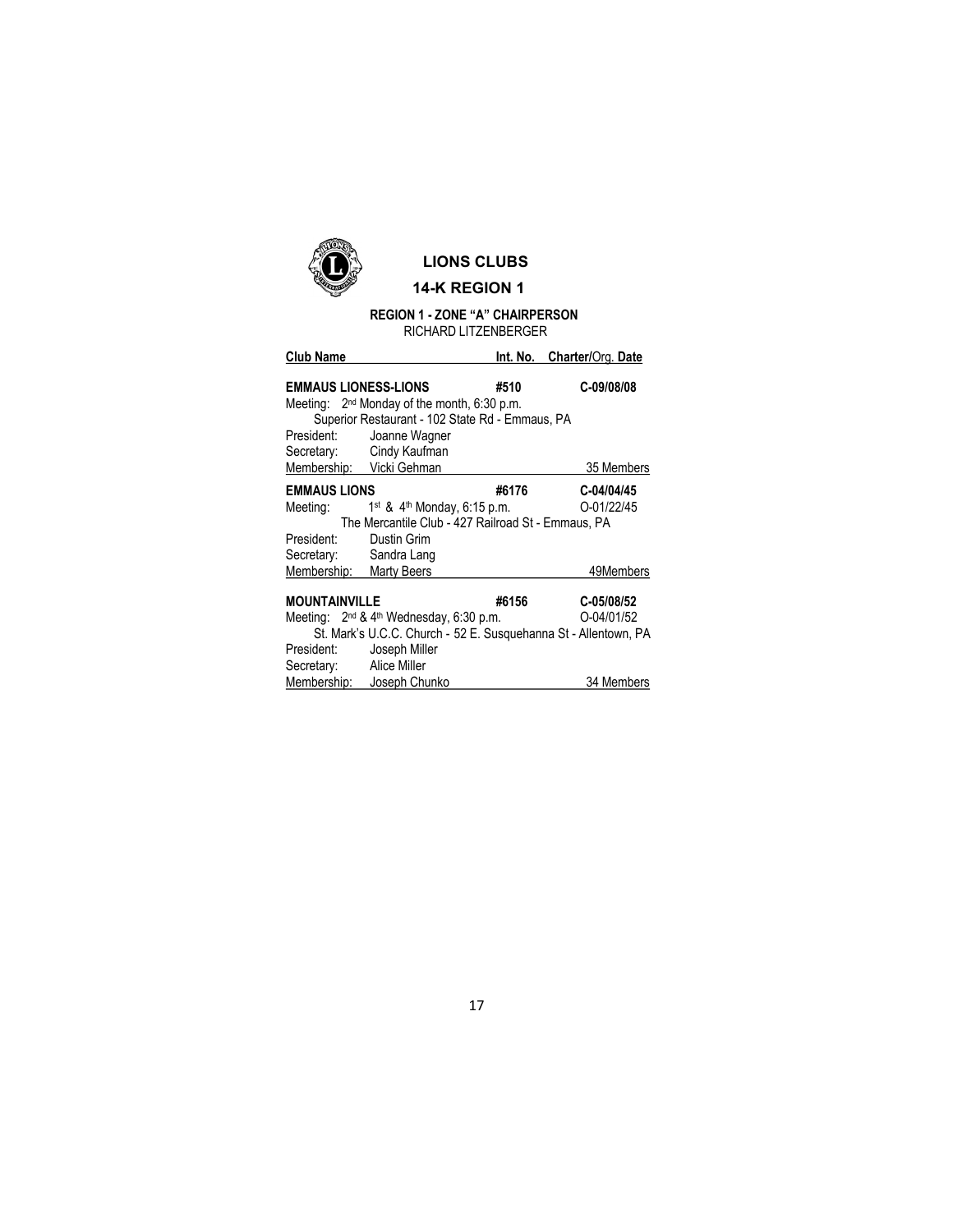# LIONS CLUBS

## 14-K REGION 1

### REGION 1 - ZONE "A" CHAIRPERSON

RICHARD LITZENBERGER

| Club Name | | Int. No. | Charter/Org. Date |
|---|---|---|---|
| **EMMAUS LIONESS-LIONS** | | **#510** | **C-09/08/08** |
| Meeting: | 2nd Monday of the month, 6:30 p.m. | | |
| | Superior Restaurant - 102 State Rd - Emmaus, PA | | |
| President: | Joanne Wagner | | |
| Secretary: | Cindy Kaufman | | |
| Membership: | Vicki Gehman | | 35 Members |
| **EMMAUS LIONS** | | **#6176** | **C-04/04/45** |
| Meeting: | 1st & 4th Monday, 6:15 p.m. | | O-01/22/45 |
| | The Mercantile Club - 427 Railroad St - Emmaus, PA | | |
| President: | Dustin Grim | | |
| Secretary: | Sandra Lang | | |
| Membership: | Marty Beers | | 49Members |
| **MOUNTAINVILLE** | | **#6156** | **C-05/08/52** |
| Meeting: | 2nd & 4th Wednesday, 6:30 p.m. | | O-04/01/52 |
| | St. Mark's U.C.C. Church - 52 E. Susquehanna St - Allentown, PA | | |
| President: | Joseph Miller | | |
| Secretary: | Alice Miller | | |
| Membership: | Joseph Chunko | | 34 Members |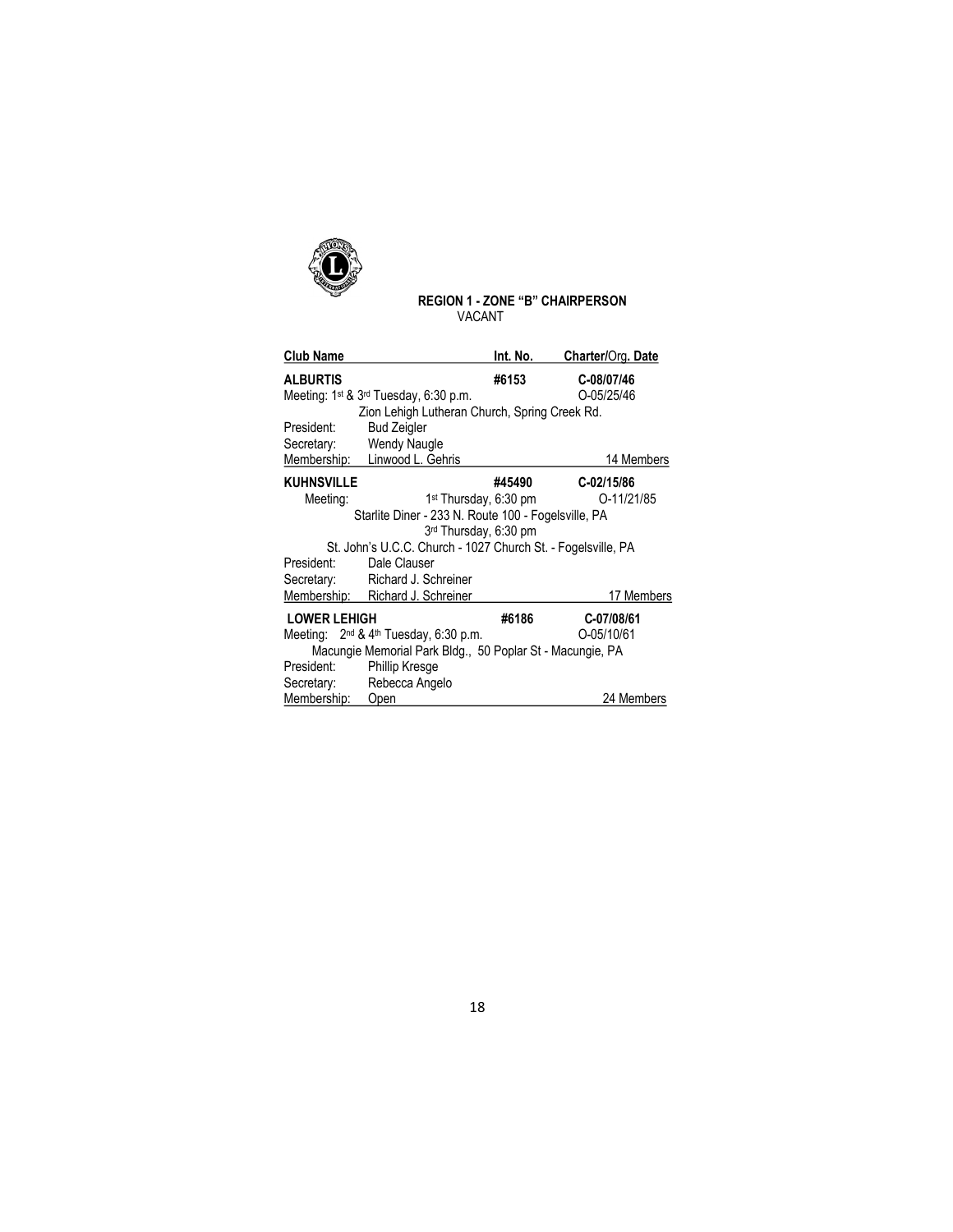## REGION 1 - ZONE "B" CHAIRPERSON

VACANT

| Club Name | Int. No. | Charter/Org. Date |
|---|---|---|
| **ALBURTIS** | **#6153** | **C-08/07/46** |
| Meeting: 1st & 3rd Tuesday, 6:30 p.m. | | O-05/25/46 |
| Zion Lehigh Lutheran Church, Spring Creek Rd. | | |
| President: Bud Zeigler | | |
| Secretary: Wendy Naugle | | |
| Membership: Linwood L. Gehris | | 14 Members |
| **KUHNSVILLE** | **#45490** | **C-02/15/86** |
| Meeting: 1st Thursday, 6:30 pm | | O-11/21/85 |
| Starlite Diner - 233 N. Route 100 - Fogelsville, PA | | |
| 3rd Thursday, 6:30 pm | | |
| St. John's U.C.C. Church - 1027 Church St. - Fogelsville, PA | | |
| President: Dale Clauser | | |
| Secretary: Richard J. Schreiner | | |
| Membership: Richard J. Schreiner | | 17 Members |
| **LOWER LEHIGH** | **#6186** | **C-07/08/61** |
| Meeting: 2nd & 4th Tuesday, 6:30 p.m. | | O-05/10/61 |
| Macungie Memorial Park Bldg., 50 Poplar St - Macungie, PA | | |
| President: Phillip Kresge | | |
| Secretary: Rebecca Angelo | | |
| Membership: Open | | 24 Members |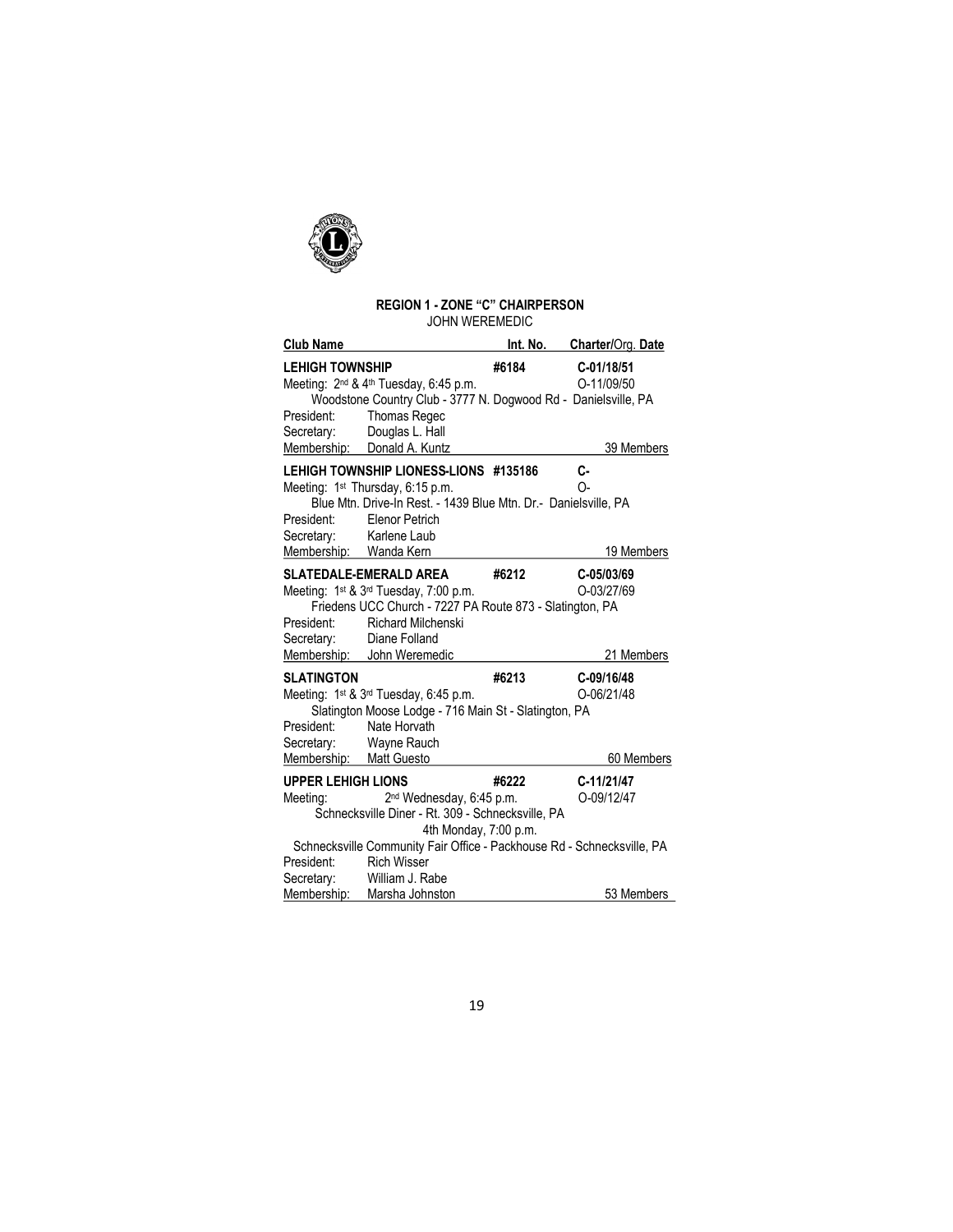## REGION 1 - ZONE "C" CHAIRPERSON
JOHN WEREMEDIC

| Club Name | Int. No. | Charter/Org. Date |
|---|---|---|

**LEHIGH TOWNSHIP** — **#6184** — **C-01/18/51**
Meeting: 2nd & 4th Tuesday, 6:45 p.m. — O-11/09/50
Woodstone Country Club - 3777 N. Dogwood Rd - Danielsville, PA
President: Thomas Regec
Secretary: Douglas L. Hall
Membership: Donald A. Kuntz — 39 Members

**LEHIGH TOWNSHIP LIONESS-LIONS** — **#135186** — **C-**
Meeting: 1st Thursday, 6:15 p.m. — O-
Blue Mtn. Drive-In Rest. - 1439 Blue Mtn. Dr.- Danielsville, PA
President: Elenor Petrich
Secretary: Karlene Laub
Membership: Wanda Kern — 19 Members

**SLATEDALE-EMERALD AREA** — **#6212** — **C-05/03/69**
Meeting: 1st & 3rd Tuesday, 7:00 p.m. — O-03/27/69
Friedens UCC Church - 7227 PA Route 873 - Slatington, PA
President: Richard Milchenski
Secretary: Diane Folland
Membership: John Weremedic — 21 Members

**SLATINGTON** — **#6213** — **C-09/16/48**
Meeting: 1st & 3rd Tuesday, 6:45 p.m. — O-06/21/48
Slatington Moose Lodge - 716 Main St - Slatington, PA
President: Nate Horvath
Secretary: Wayne Rauch
Membership: Matt Guesto — 60 Members

**UPPER LEHIGH LIONS** — **#6222** — **C-11/21/47**
Meeting: 2nd Wednesday, 6:45 p.m. — O-09/12/47
Schnecksville Diner - Rt. 309 - Schnecksville, PA
4th Monday, 7:00 p.m.
Schnecksville Community Fair Office - Packhouse Rd - Schnecksville, PA
President: Rich Wisser
Secretary: William J. Rabe
Membership: Marsha Johnston — 53 Members